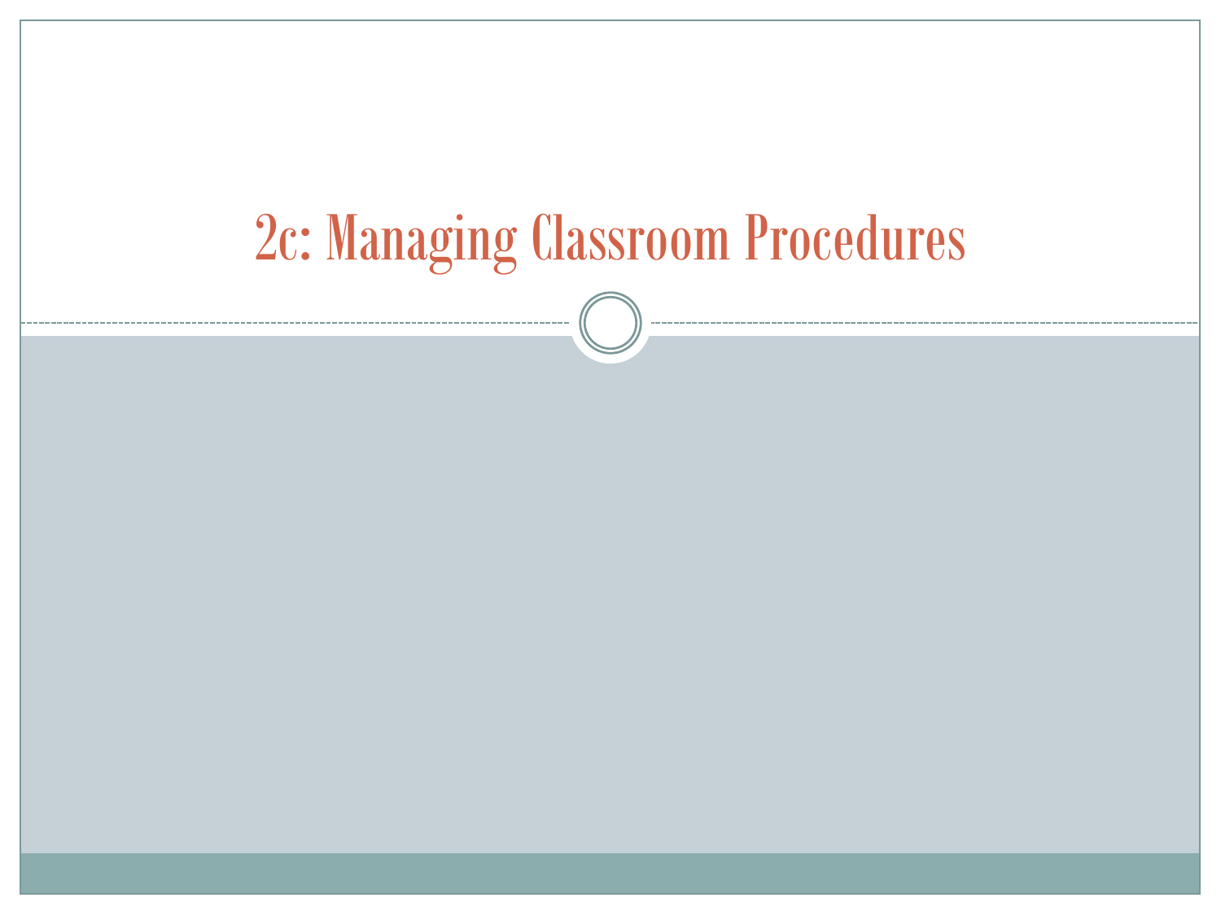# 2c: Managing Classroom Procedures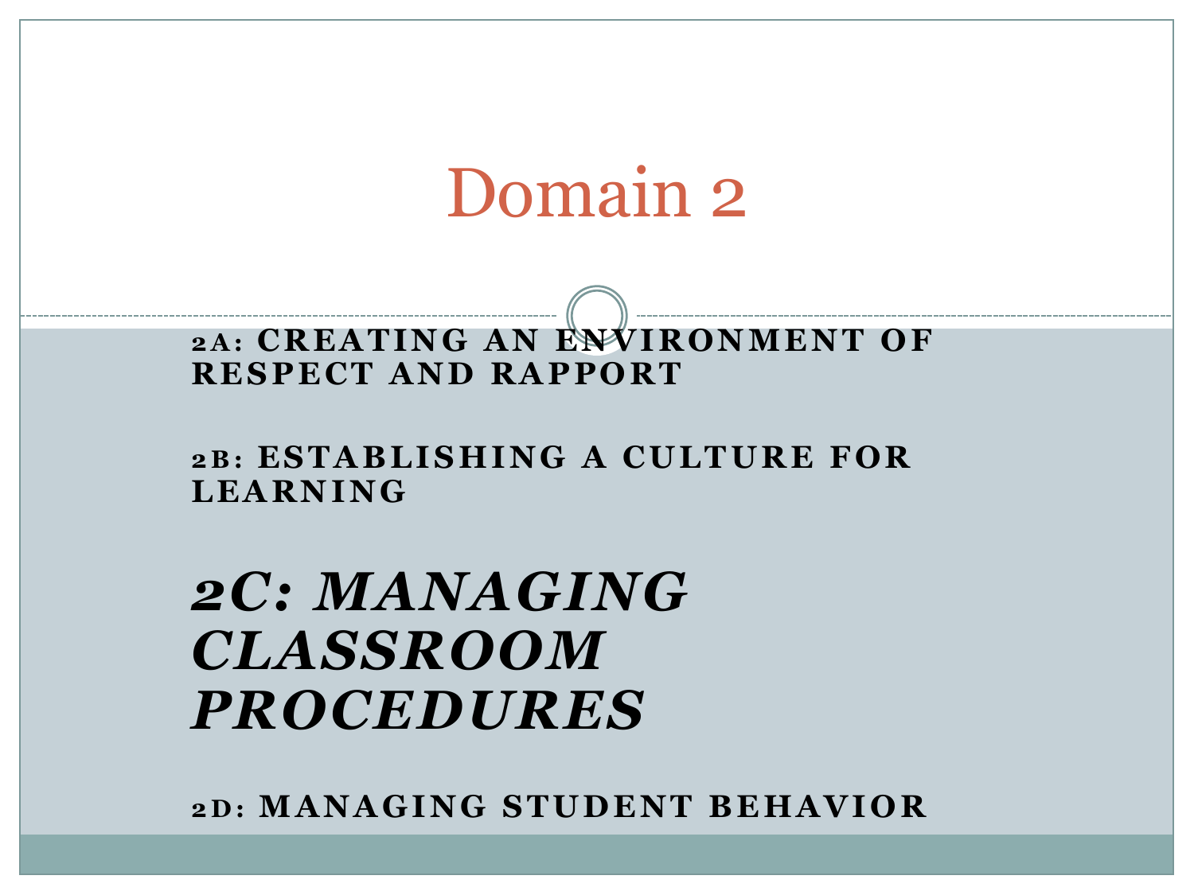# Domain 2

**2A: CREATING AN ENVIRONMENT OF RESPECT AND RAPPORT**

**2B: ESTABLISHING A CULTURE FOR LEARNING**

***2C: MANAGING CLASSROOM PROCEDURES***

**2D: MANAGING STUDENT BEHAVIOR**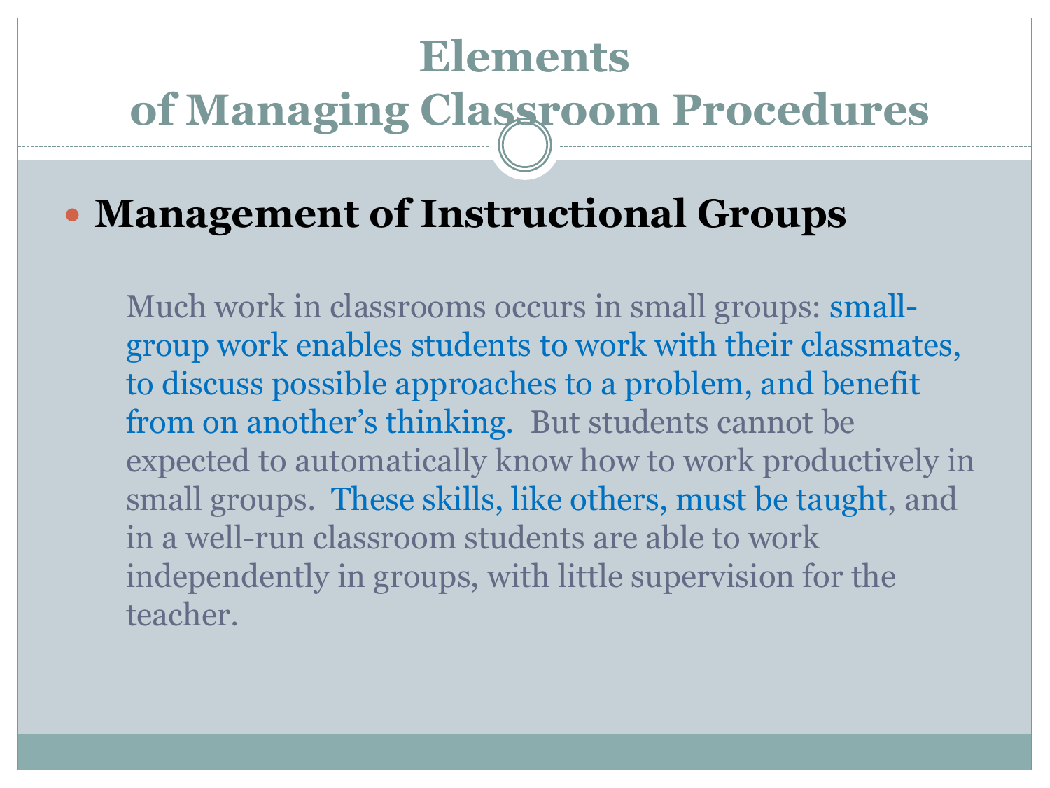# Elements of Managing Classroom Procedures

- **Management of Instructional Groups**

Much work in classrooms occurs in small groups: small-group work enables students to work with their classmates, to discuss possible approaches to a problem, and benefit from on another's thinking. But students cannot be expected to automatically know how to work productively in small groups. These skills, like others, must be taught, and in a well-run classroom students are able to work independently in groups, with little supervision for the teacher.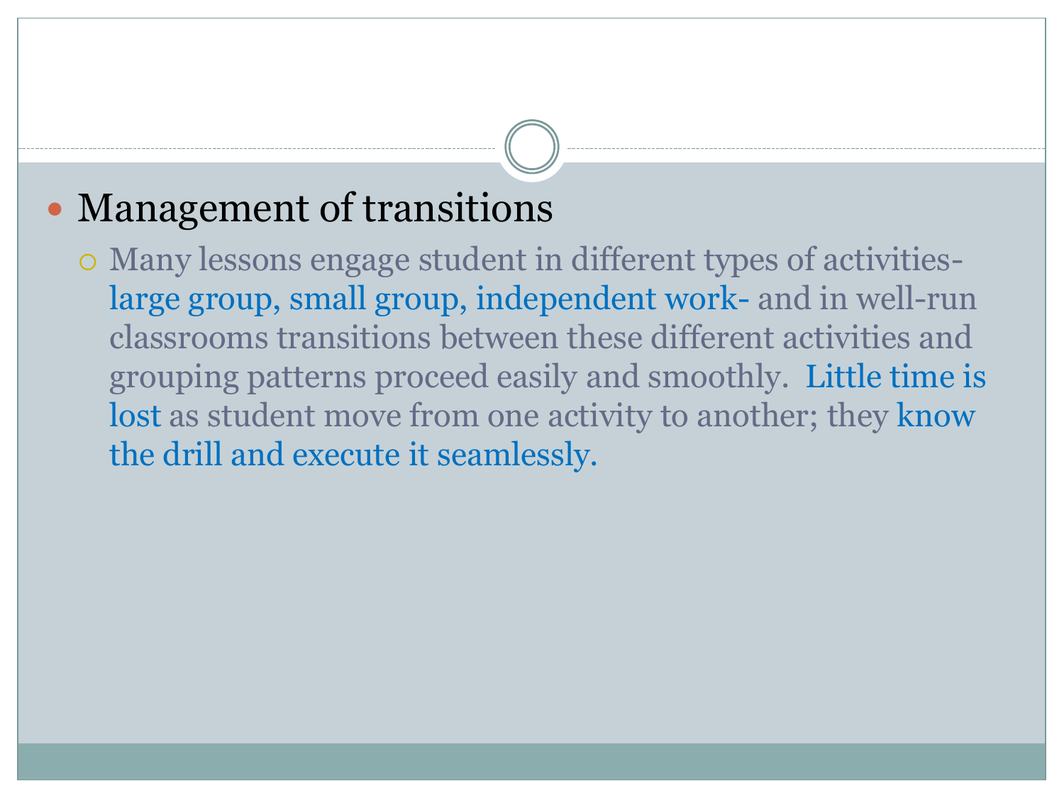- Management of transitions
  - Many lessons engage student in different types of activities- large group, small group, independent work- and in well-run classrooms transitions between these different activities and grouping patterns proceed easily and smoothly. Little time is lost as student move from one activity to another; they know the drill and execute it seamlessly.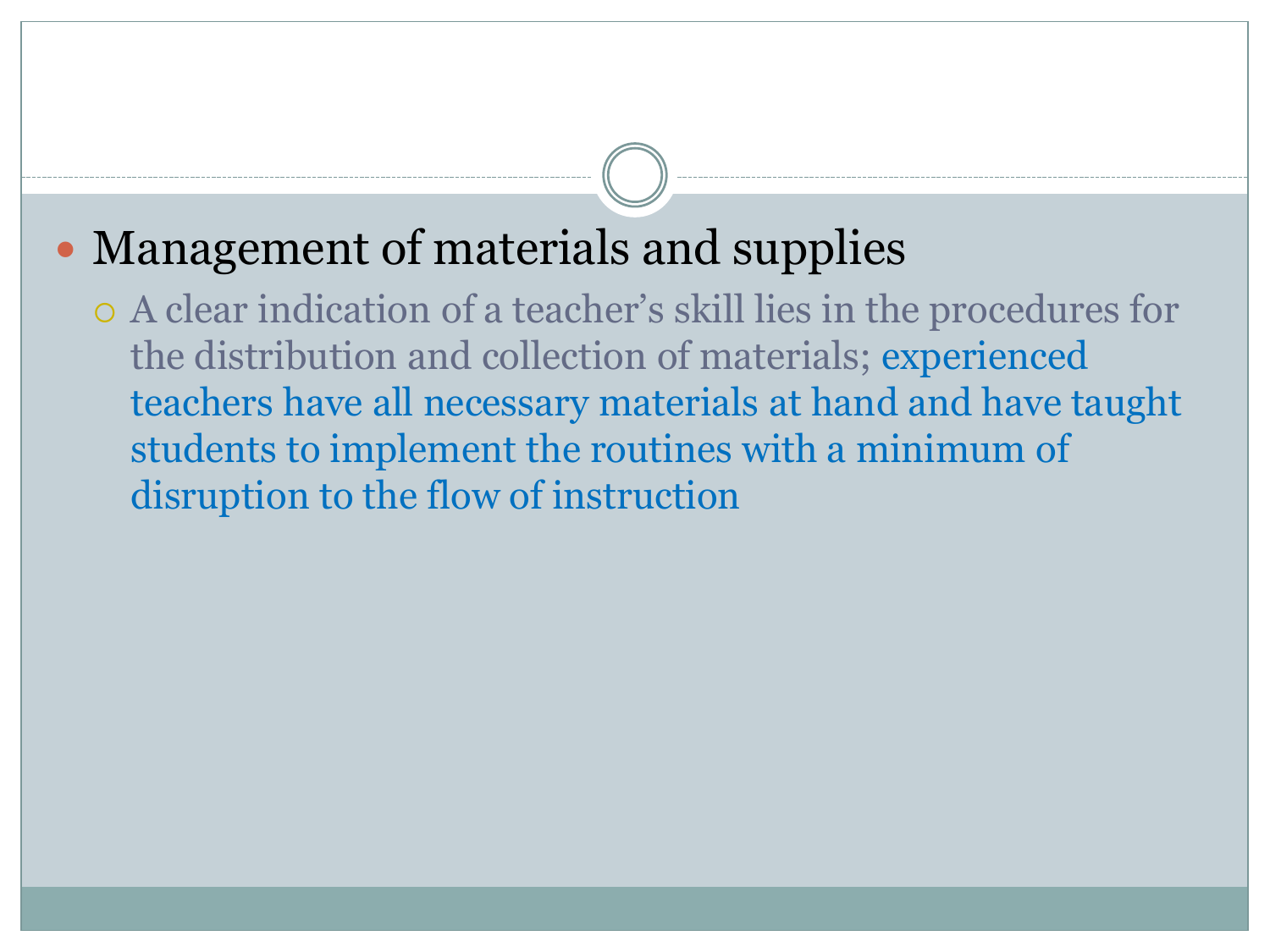- Management of materials and supplies
  - A clear indication of a teacher's skill lies in the procedures for the distribution and collection of materials; experienced teachers have all necessary materials at hand and have taught students to implement the routines with a minimum of disruption to the flow of instruction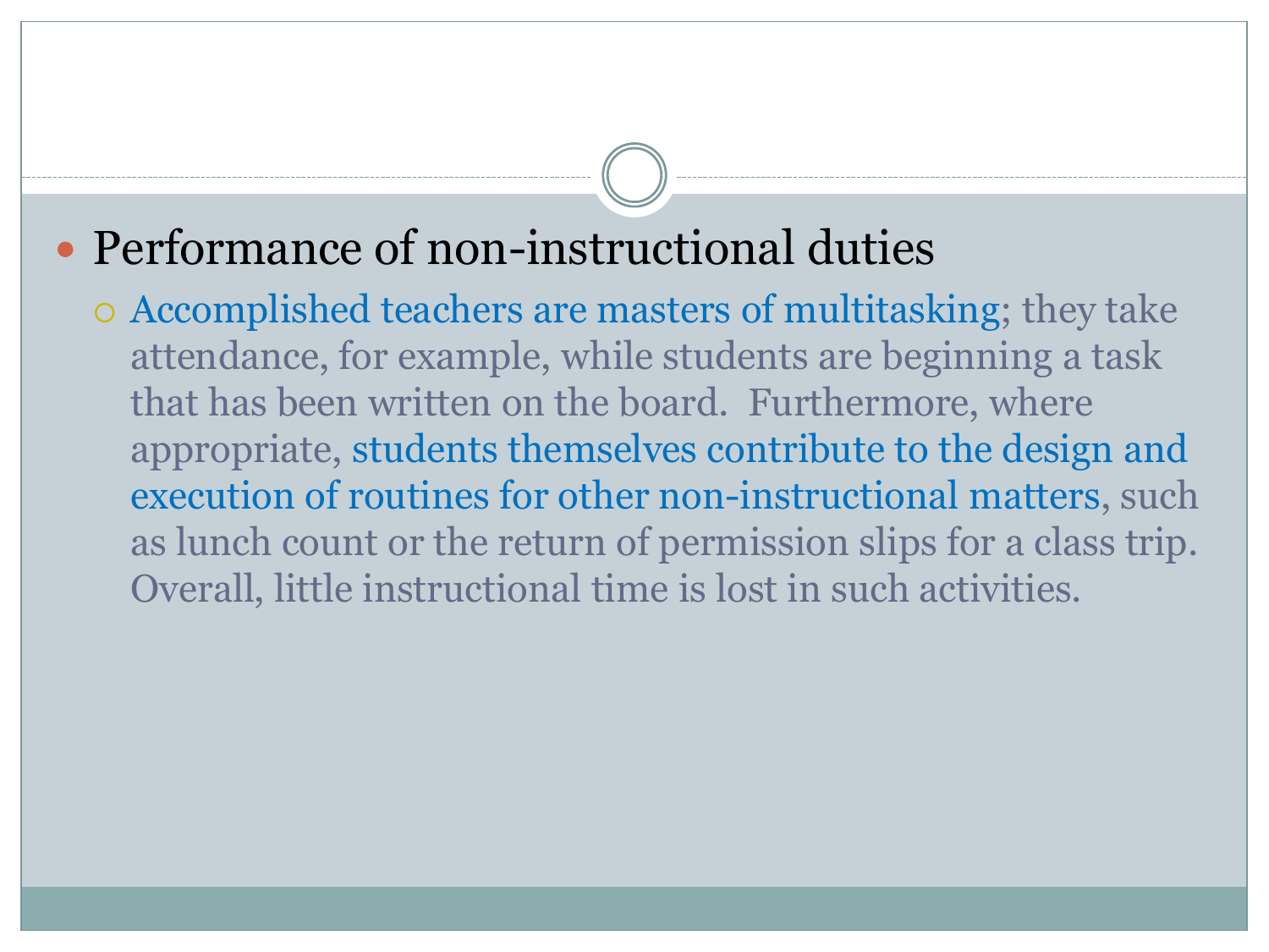- Performance of non-instructional duties
  - Accomplished teachers are masters of multitasking; they take attendance, for example, while students are beginning a task that has been written on the board. Furthermore, where appropriate, students themselves contribute to the design and execution of routines for other non-instructional matters, such as lunch count or the return of permission slips for a class trip. Overall, little instructional time is lost in such activities.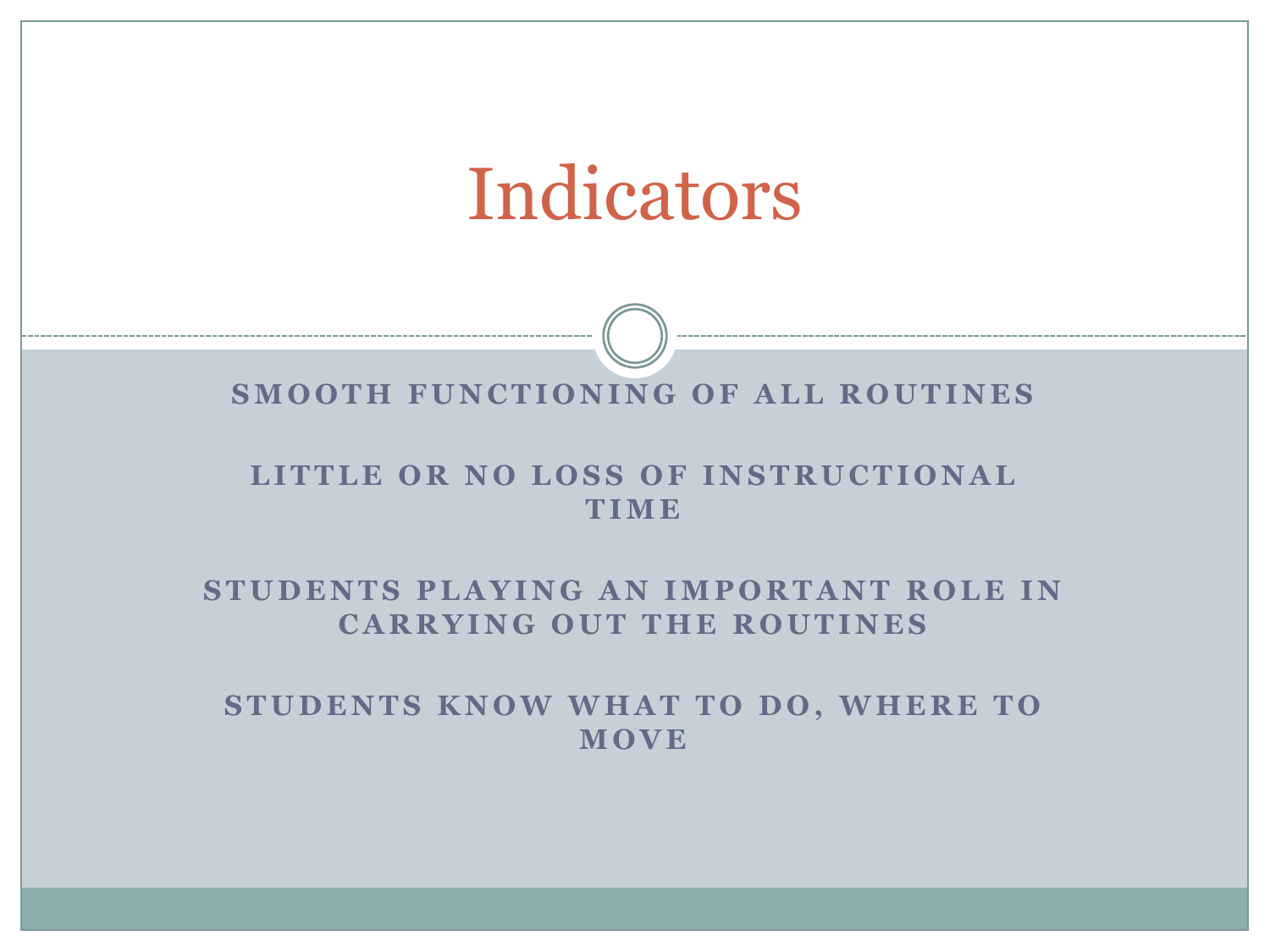# Indicators

**SMOOTH FUNCTIONING OF ALL ROUTINES**

**LITTLE OR NO LOSS OF INSTRUCTIONAL TIME**

**STUDENTS PLAYING AN IMPORTANT ROLE IN CARRYING OUT THE ROUTINES**

**STUDENTS KNOW WHAT TO DO, WHERE TO MOVE**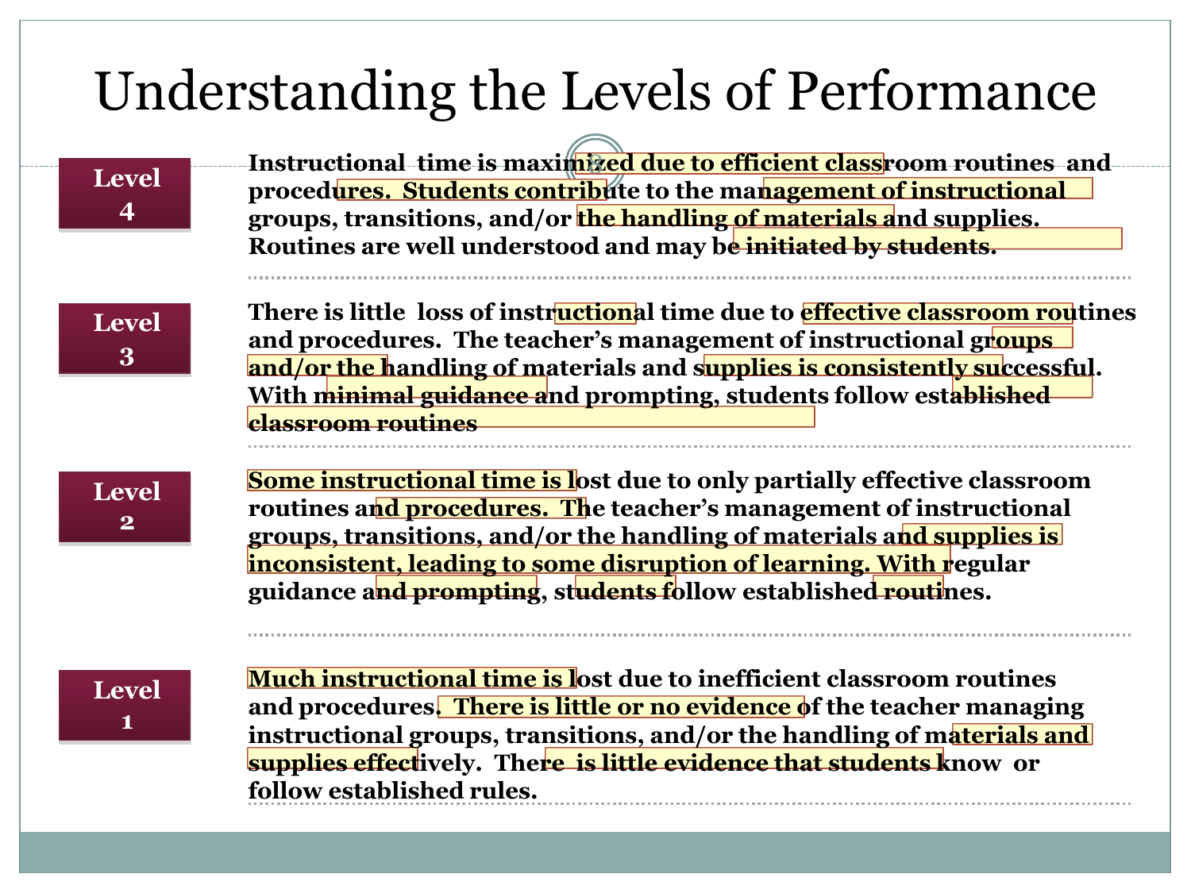# Understanding the Levels of Performance

**Level 4**

**Instructional time is maximized due to efficient classroom routines and procedures. Students contribute to the management of instructional groups, transitions, and/or the handling of materials and supplies. Routines are well understood and may be initiated by students.**

**Level 3**

**There is little loss of instructional time due to effective classroom routines and procedures. The teacher's management of instructional groups and/or the handling of materials and supplies is consistently successful. With minimal guidance and prompting, students follow established classroom routines**

**Level 2**

**Some instructional time is lost due to only partially effective classroom routines and procedures. The teacher's management of instructional groups, transitions, and/or the handling of materials and supplies is inconsistent, leading to some disruption of learning. With regular guidance and prompting, students follow established routines.**

**Level 1**

**Much instructional time is lost due to inefficient classroom routines and procedures. There is little or no evidence of the teacher managing instructional groups, transitions, and/or the handling of materials and supplies effectively. There is little evidence that students know or follow established rules.**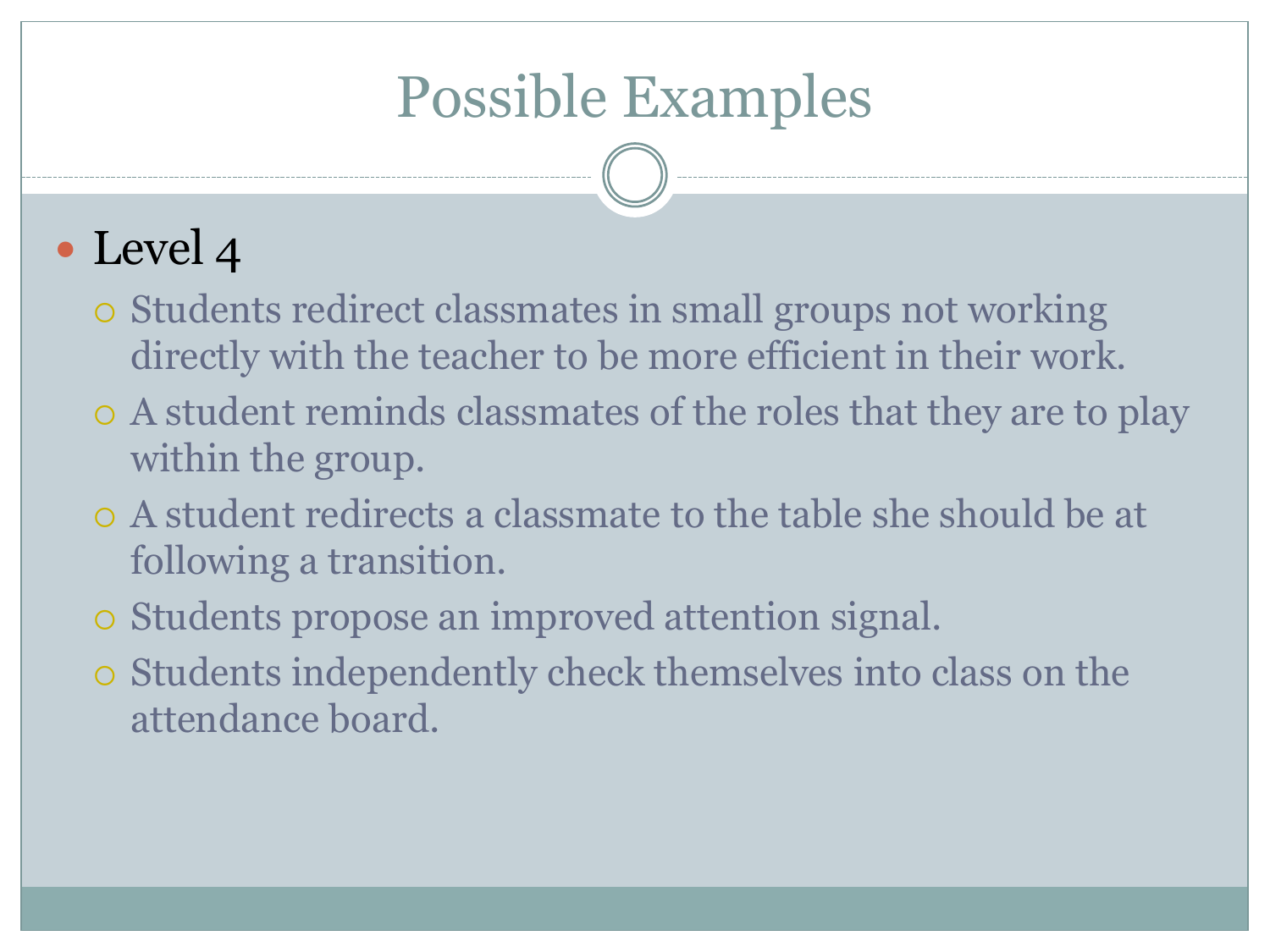# Possible Examples

- Level 4
  - Students redirect classmates in small groups not working directly with the teacher to be more efficient in their work.
  - A student reminds classmates of the roles that they are to play within the group.
  - A student redirects a classmate to the table she should be at following a transition.
  - Students propose an improved attention signal.
  - Students independently check themselves into class on the attendance board.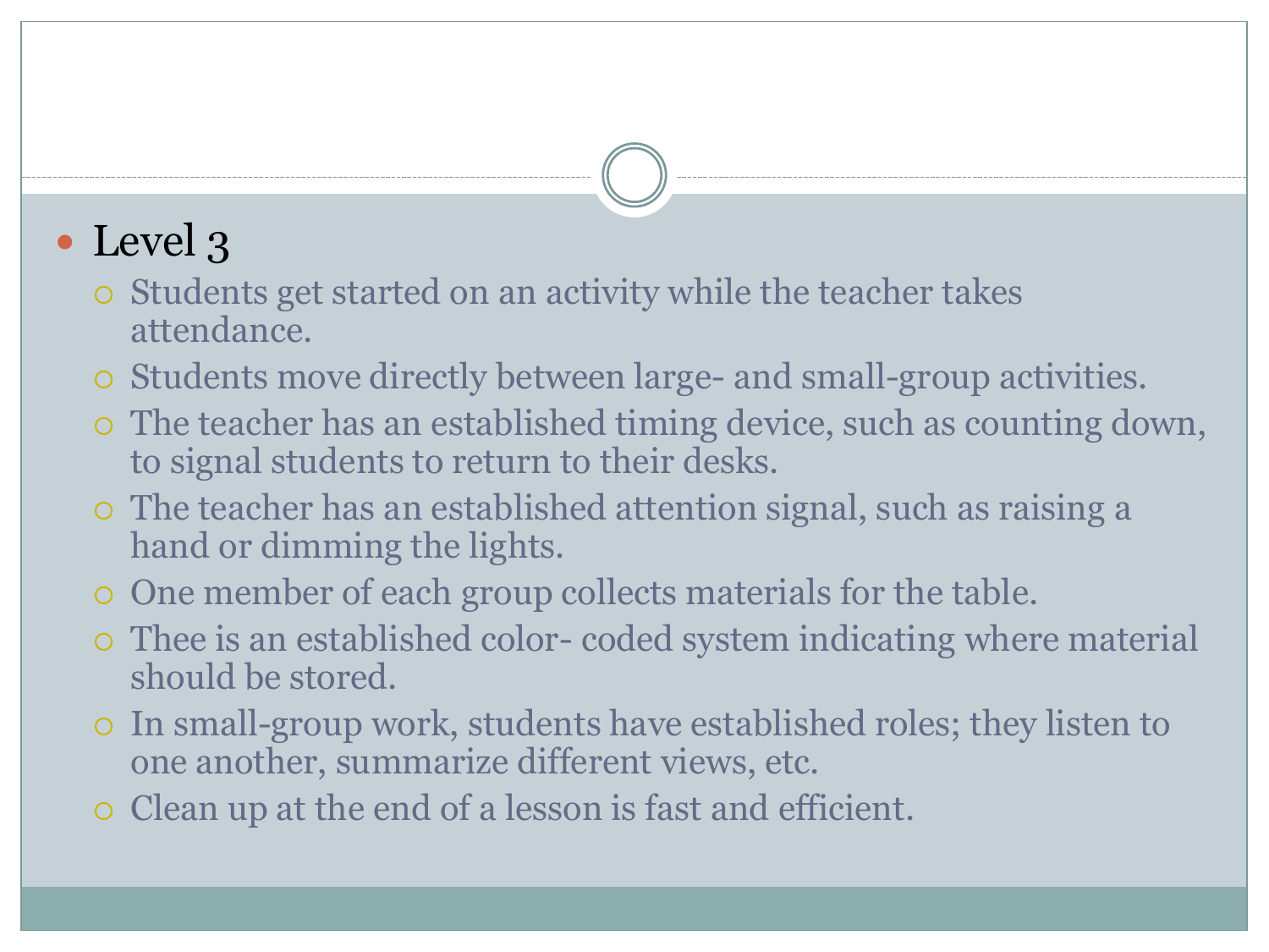- Level 3
  - Students get started on an activity while the teacher takes attendance.
  - Students move directly between large- and small-group activities.
  - The teacher has an established timing device, such as counting down, to signal students to return to their desks.
  - The teacher has an established attention signal, such as raising a hand or dimming the lights.
  - One member of each group collects materials for the table.
  - Thee is an established color- coded system indicating where material should be stored.
  - In small-group work, students have established roles; they listen to one another, summarize different views, etc.
  - Clean up at the end of a lesson is fast and efficient.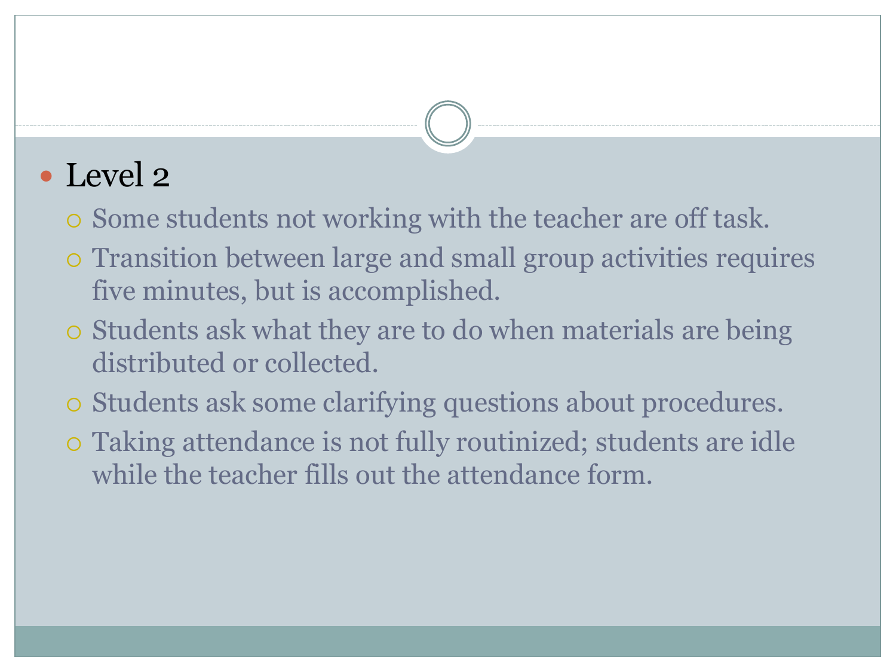- Level 2
  - Some students not working with the teacher are off task.
  - Transition between large and small group activities requires five minutes, but is accomplished.
  - Students ask what they are to do when materials are being distributed or collected.
  - Students ask some clarifying questions about procedures.
  - Taking attendance is not fully routinized; students are idle while the teacher fills out the attendance form.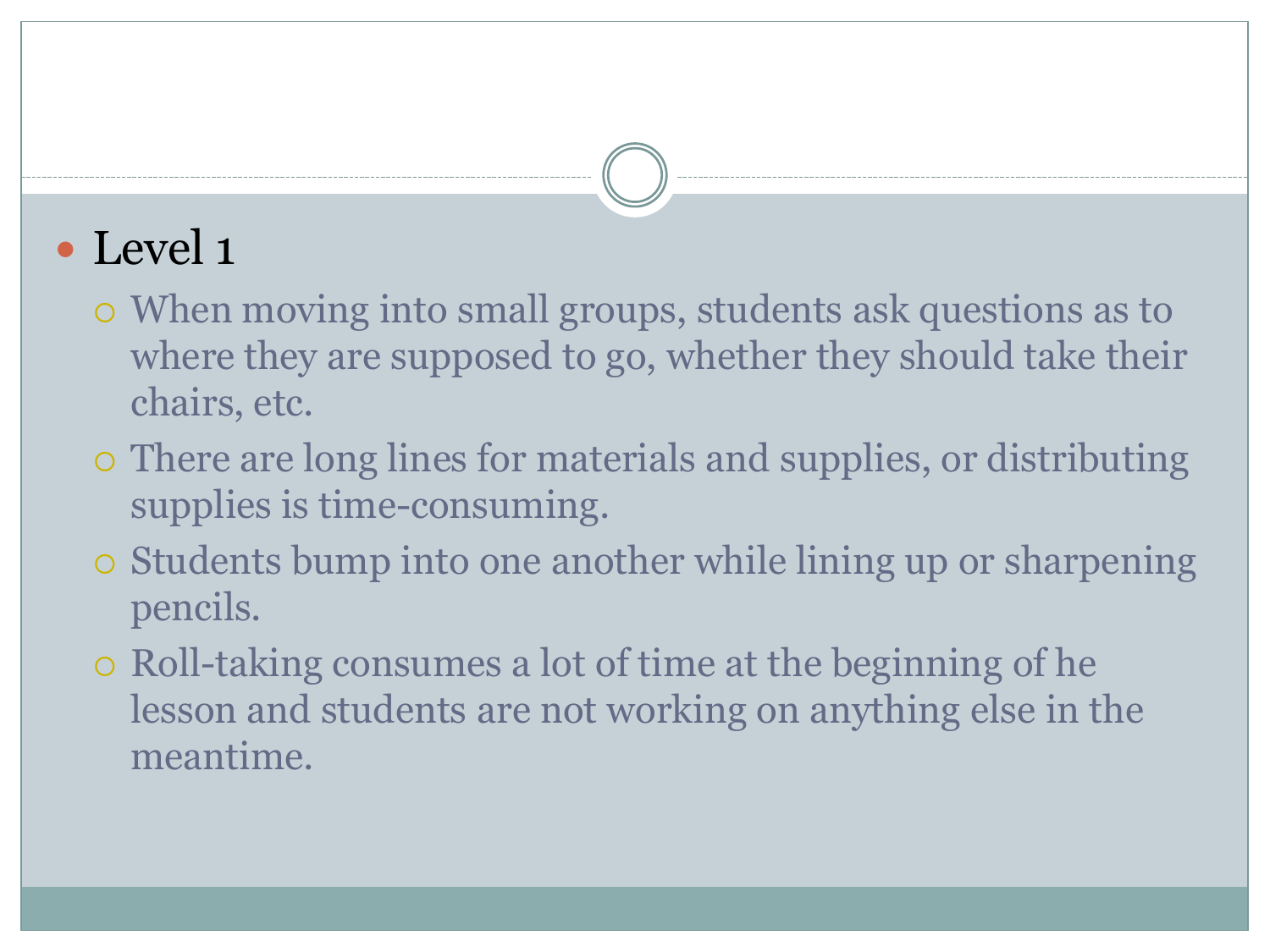- Level 1
  - When moving into small groups, students ask questions as to where they are supposed to go, whether they should take their chairs, etc.
  - There are long lines for materials and supplies, or distributing supplies is time-consuming.
  - Students bump into one another while lining up or sharpening pencils.
  - Roll-taking consumes a lot of time at the beginning of he lesson and students are not working on anything else in the meantime.